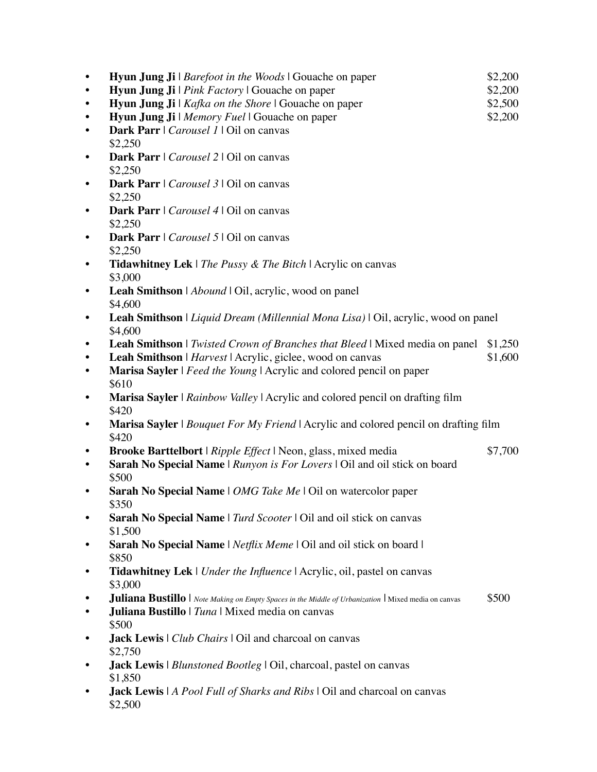- **Hyun Jung Ji** | *Barefoot in the Woods* | Gouache on paper $2,200
- **Hyun Jung Ji** | *Pink Factory* | Gouache on paper $2,200
- **Hyun Jung Ji** | *Kafka on the Shore* | Gouache on paper $2,500
- **Hyun Jung Ji** | *Memory Fuel* | Gouache on paper $2,200
- **Dark Parr** | *Carousel 1* | Oil on canvas
  $2,250
- **Dark Parr** | *Carousel 2* | Oil on canvas
  $2,250
- **Dark Parr** | *Carousel 3* | Oil on canvas
  $2,250
- **Dark Parr** | *Carousel 4* | Oil on canvas
  $2,250
- **Dark Parr** | *Carousel 5* | Oil on canvas
  $2,250
- **Tidawhitney Lek** | *The Pussy & The Bitch* | Acrylic on canvas
  $3,000
- **Leah Smithson** | *Abound* | Oil, acrylic, wood on panel
  $4,600
- **Leah Smithson** | *Liquid Dream (Millennial Mona Lisa)* | Oil, acrylic, wood on panel
  $4,600
- **Leah Smithson** | *Twisted Crown of Branches that Bleed* | Mixed media on panel $1,250
- **Leah Smithson** | *Harvest* | Acrylic, giclee, wood on canvas $1,600
- **Marisa Sayler** | *Feed the Young* | Acrylic and colored pencil on paper
  $610
- **Marisa Sayler** | *Rainbow Valley* | Acrylic and colored pencil on drafting film
  $420
- **Marisa Sayler** | *Bouquet For My Friend* | Acrylic and colored pencil on drafting film
  $420
- **Brooke Barttelbort** | *Ripple Effect* | Neon, glass, mixed media $7,700
- **Sarah No Special Name** | *Runyon is For Lovers* | Oil and oil stick on board
  $500
- **Sarah No Special Name** | *OMG Take Me* | Oil on watercolor paper
  $350
- **Sarah No Special Name** | *Turd Scooter* | Oil and oil stick on canvas
  $1,500
- **Sarah No Special Name** | *Netflix Meme* | Oil and oil stick on board |
  $850
- **Tidawhitney Lek** | *Under the Influence* | Acrylic, oil, pastel on canvas
  $3,000
- **Juliana Bustillo** | *Note Making on Empty Spaces in the Middle of Urbanization* | Mixed media on canvas $500
- **Juliana Bustillo** | *Tuna* | Mixed media on canvas
  $500
- **Jack Lewis** | *Club Chairs* | Oil and charcoal on canvas
  $2,750
- **Jack Lewis** | *Blunstoned Bootleg* | Oil, charcoal, pastel on canvas
  $1,850
- **Jack Lewis** | *A Pool Full of Sharks and Ribs* | Oil and charcoal on canvas
  $2,500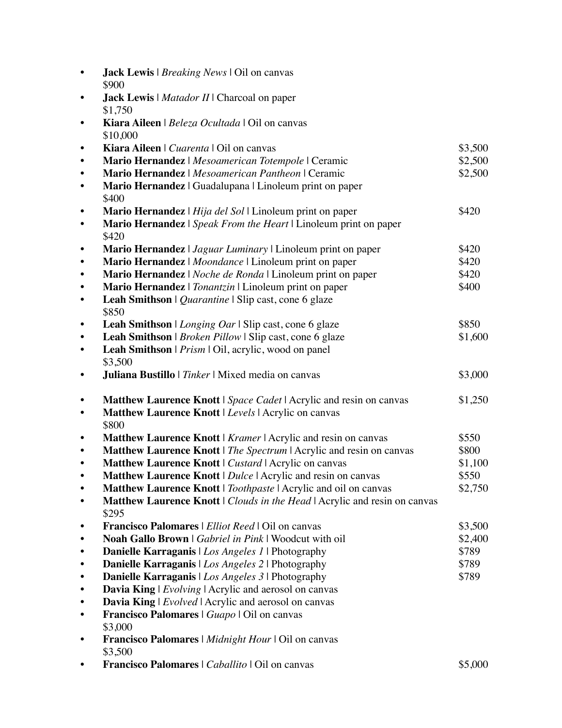- **Jack Lewis** | *Breaking News* | Oil on canvas
  $900
- **Jack Lewis** | *Matador II* | Charcoal on paper
  $1,750
- **Kiara Aileen** | *Beleza Ocultada* | Oil on canvas
  $10,000
- **Kiara Aileen** | *Cuarenta* | Oil on canvas $3,500
- **Mario Hernandez** | *Mesoamerican Totempole* | Ceramic $2,500
- **Mario Hernandez** | *Mesoamerican Pantheon* | Ceramic $2,500
- **Mario Hernandez** | Guadalupana | Linoleum print on paper
  $400
- **Mario Hernandez** | *Hija del Sol* | Linoleum print on paper $420
- **Mario Hernandez** | *Speak From the Heart* | Linoleum print on paper
  $420
- **Mario Hernandez** | *Jaguar Luminary* | Linoleum print on paper $420
- **Mario Hernandez** | *Moondance* | Linoleum print on paper $420
- **Mario Hernandez** | *Noche de Ronda* | Linoleum print on paper $420
- **Mario Hernandez** | *Tonantzin* | Linoleum print on paper $400
- **Leah Smithson** | *Quarantine* | Slip cast, cone 6 glaze
  $850
- **Leah Smithson** | *Longing Oar* | Slip cast, cone 6 glaze $850
- **Leah Smithson** | *Broken Pillow* | Slip cast, cone 6 glaze $1,600
- **Leah Smithson** | *Prism* | Oil, acrylic, wood on panel
  $3,500
- **Juliana Bustillo** | *Tinker* | Mixed media on canvas $3,000

- **Matthew Laurence Knott** | *Space Cadet* | Acrylic and resin on canvas $1,250
- **Matthew Laurence Knott** | *Levels* | Acrylic on canvas
  $800
- **Matthew Laurence Knott** | *Kramer* | Acrylic and resin on canvas $550
- **Matthew Laurence Knott** | *The Spectrum* | Acrylic and resin on canvas $800
- **Matthew Laurence Knott** | *Custard* | Acrylic on canvas $1,100
- **Matthew Laurence Knott** | *Dulce* | Acrylic and resin on canvas $550
- **Matthew Laurence Knott** | *Toothpaste* | Acrylic and oil on canvas $2,750
- **Matthew Laurence Knott** | *Clouds in the Head* | Acrylic and resin on canvas
  $295
- **Francisco Palomares** | *Elliot Reed* | Oil on canvas $3,500
- **Noah Gallo Brown** | *Gabriel in Pink* | Woodcut with oil $2,400
- **Danielle Karraganis** | *Los Angeles 1* | Photography $789
- **Danielle Karraganis** | *Los Angeles 2* | Photography $789
- **Danielle Karraganis** | *Los Angeles 3* | Photography $789
- **Davia King** | *Evolving* | Acrylic and aerosol on canvas
- **Davia King** | *Evolved* | Acrylic and aerosol on canvas
- **Francisco Palomares** | *Guapo* | Oil on canvas
  $3,000
- **Francisco Palomares** | *Midnight Hour* | Oil on canvas
  $3,500
- **Francisco Palomares** | *Caballito* | Oil on canvas $5,000